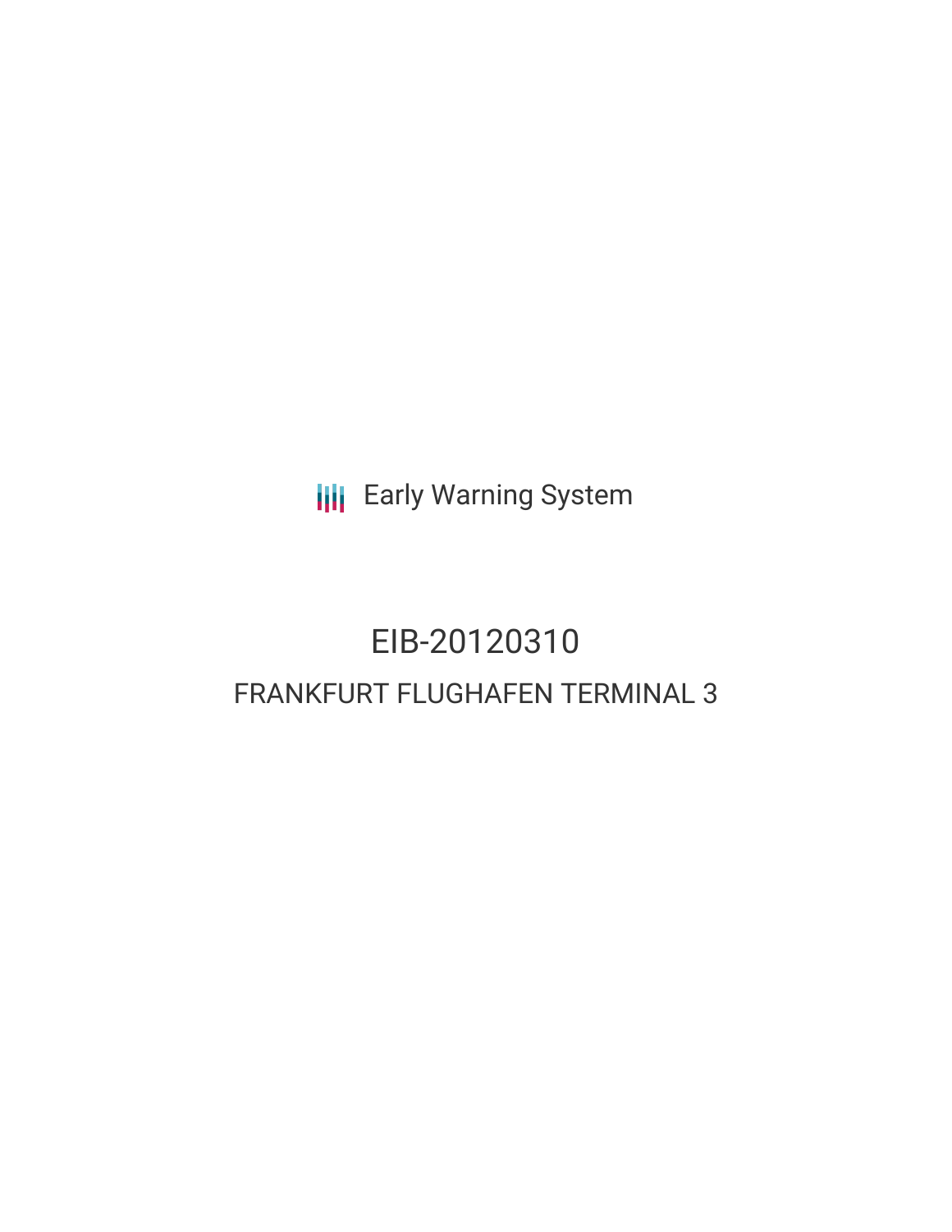Early Warning System

# EIB-20120310

## FRANKFURT FLUGHAFEN TERMINAL 3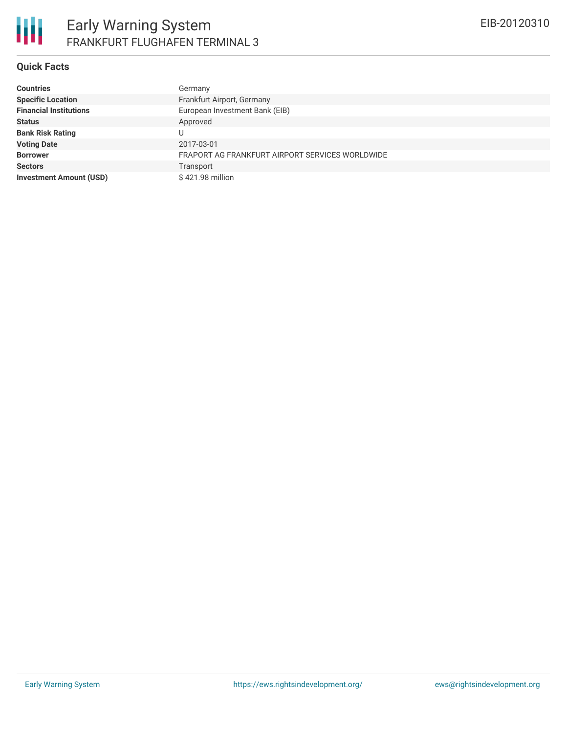# Early Warning System

FRANKFURT FLUGHAFEN TERMINAL 3

EIB-20120310

## Quick Facts

| | |
|---|---|
| **Countries** | Germany |
| **Specific Location** | Frankfurt Airport, Germany |
| **Financial Institutions** | European Investment Bank (EIB) |
| **Status** | Approved |
| **Bank Risk Rating** | U |
| **Voting Date** | 2017-03-01 |
| **Borrower** | FRAPORT AG FRANKFURT AIRPORT SERVICES WORLDWIDE |
| **Sectors** | Transport |
| **Investment Amount (USD)** | $ 421.98 million |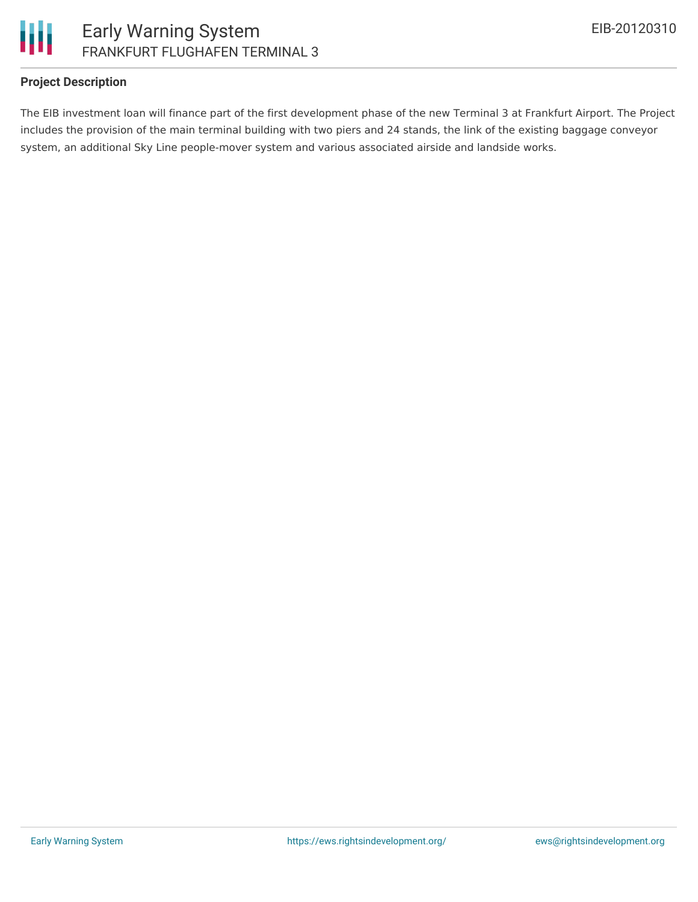### Project Description

The EIB investment loan will finance part of the first development phase of the new Terminal 3 at Frankfurt Airport. The Project includes the provision of the main terminal building with two piers and 24 stands, the link of the existing baggage conveyor system, an additional Sky Line people-mover system and various associated airside and landside works.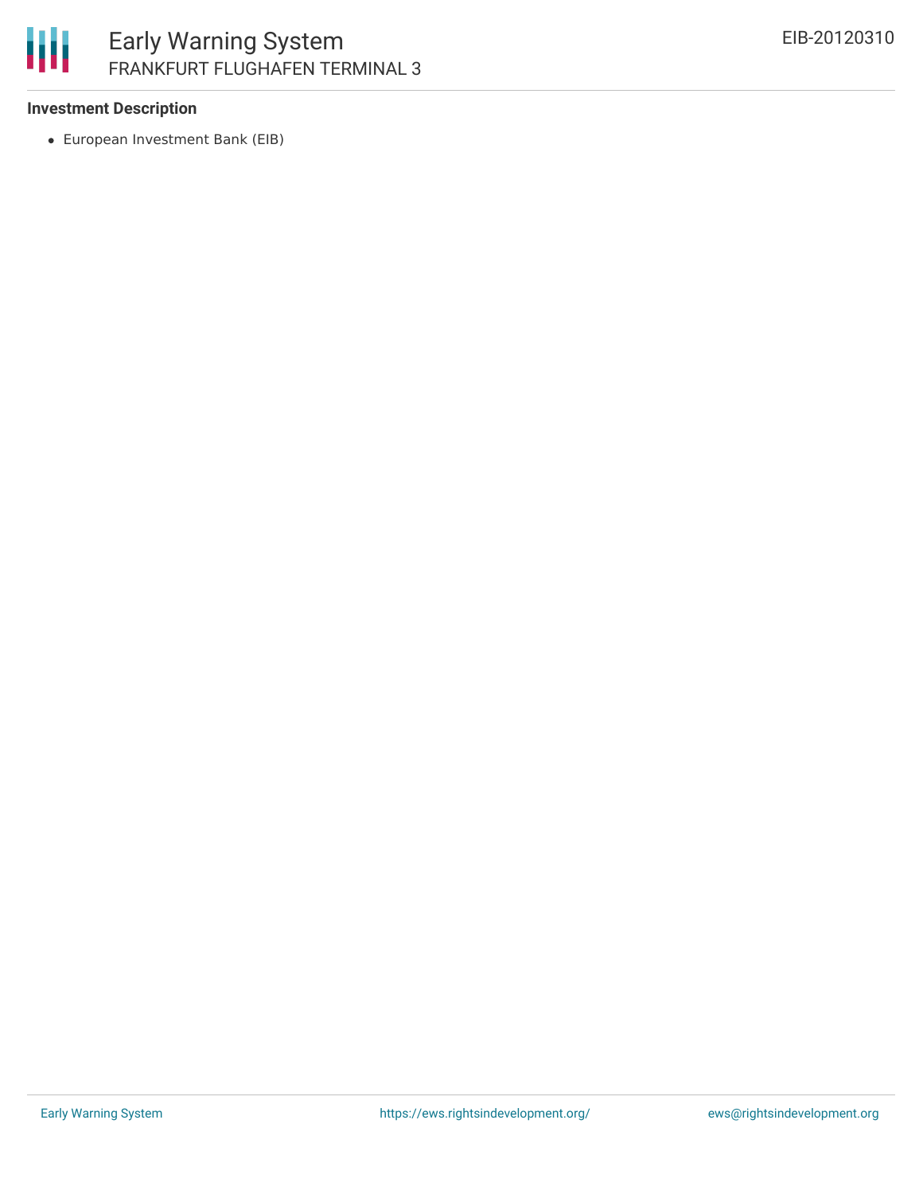### Investment Description

- European Investment Bank (EIB)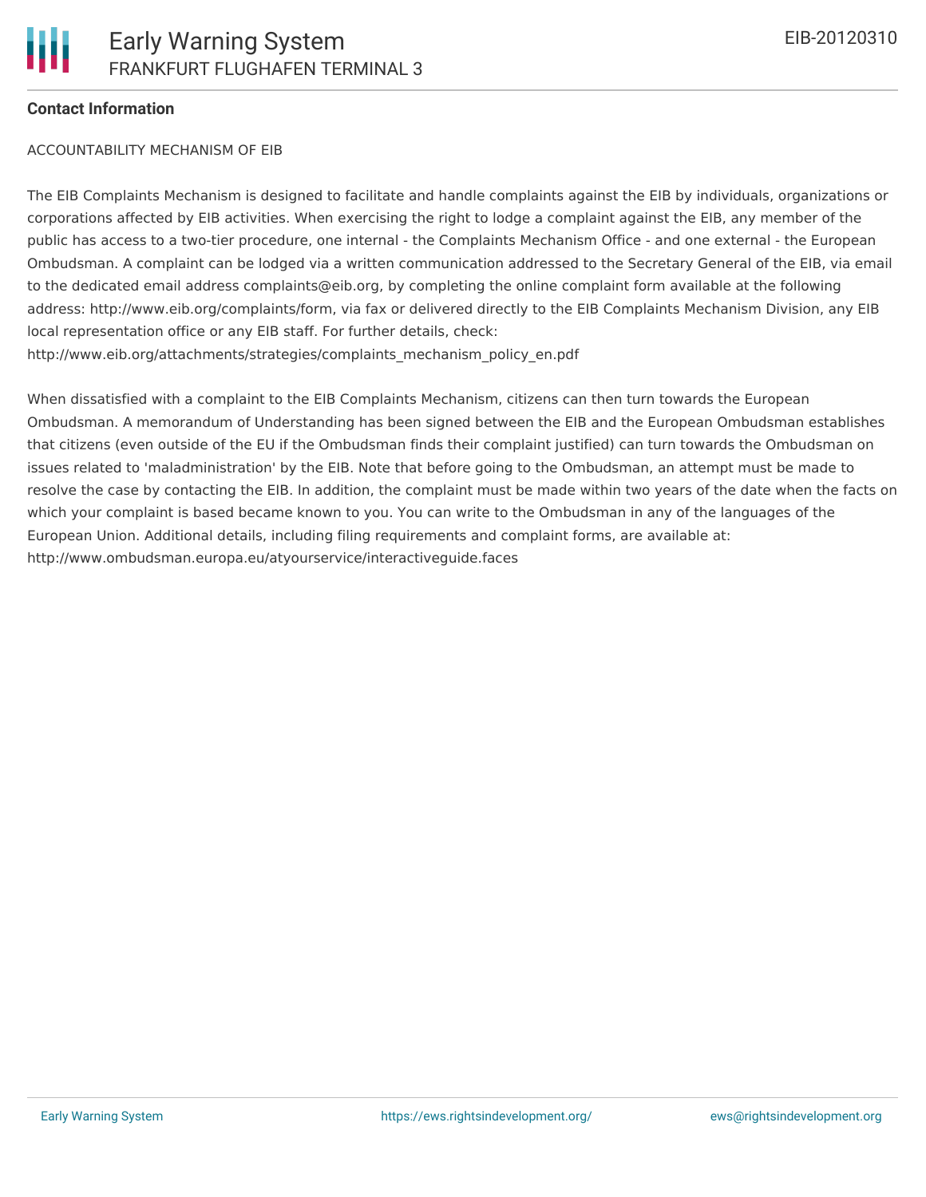**Contact Information**

ACCOUNTABILITY MECHANISM OF EIB

The EIB Complaints Mechanism is designed to facilitate and handle complaints against the EIB by individuals, organizations or corporations affected by EIB activities. When exercising the right to lodge a complaint against the EIB, any member of the public has access to a two-tier procedure, one internal - the Complaints Mechanism Office - and one external - the European Ombudsman. A complaint can be lodged via a written communication addressed to the Secretary General of the EIB, via email to the dedicated email address complaints@eib.org, by completing the online complaint form available at the following address: http://www.eib.org/complaints/form, via fax or delivered directly to the EIB Complaints Mechanism Division, any EIB local representation office or any EIB staff. For further details, check: http://www.eib.org/attachments/strategies/complaints_mechanism_policy_en.pdf

When dissatisfied with a complaint to the EIB Complaints Mechanism, citizens can then turn towards the European Ombudsman. A memorandum of Understanding has been signed between the EIB and the European Ombudsman establishes that citizens (even outside of the EU if the Ombudsman finds their complaint justified) can turn towards the Ombudsman on issues related to 'maladministration' by the EIB. Note that before going to the Ombudsman, an attempt must be made to resolve the case by contacting the EIB. In addition, the complaint must be made within two years of the date when the facts on which your complaint is based became known to you. You can write to the Ombudsman in any of the languages of the European Union. Additional details, including filing requirements and complaint forms, are available at: http://www.ombudsman.europa.eu/atyourservice/interactiveguide.faces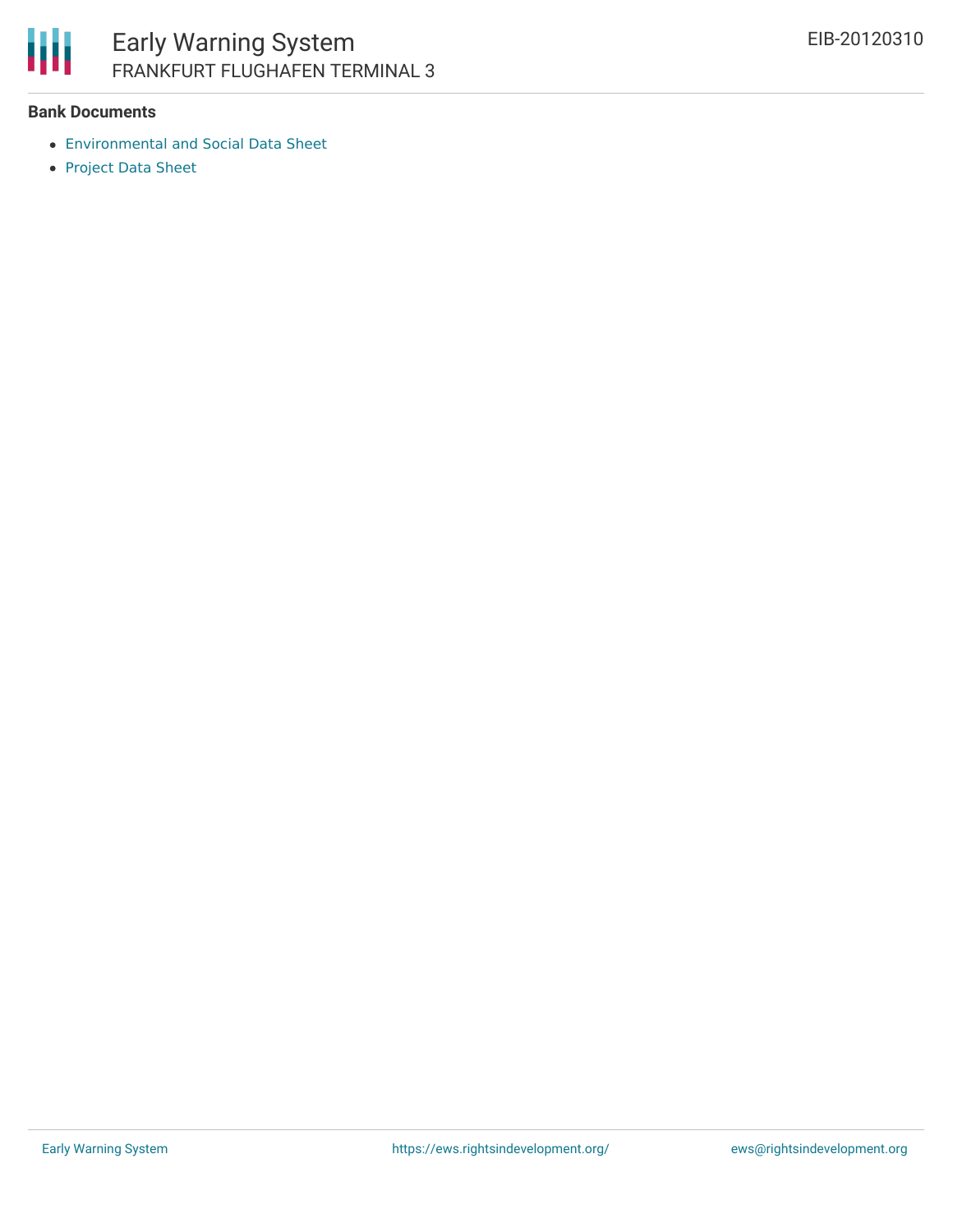### Bank Documents

- Environmental and Social Data Sheet
- Project Data Sheet